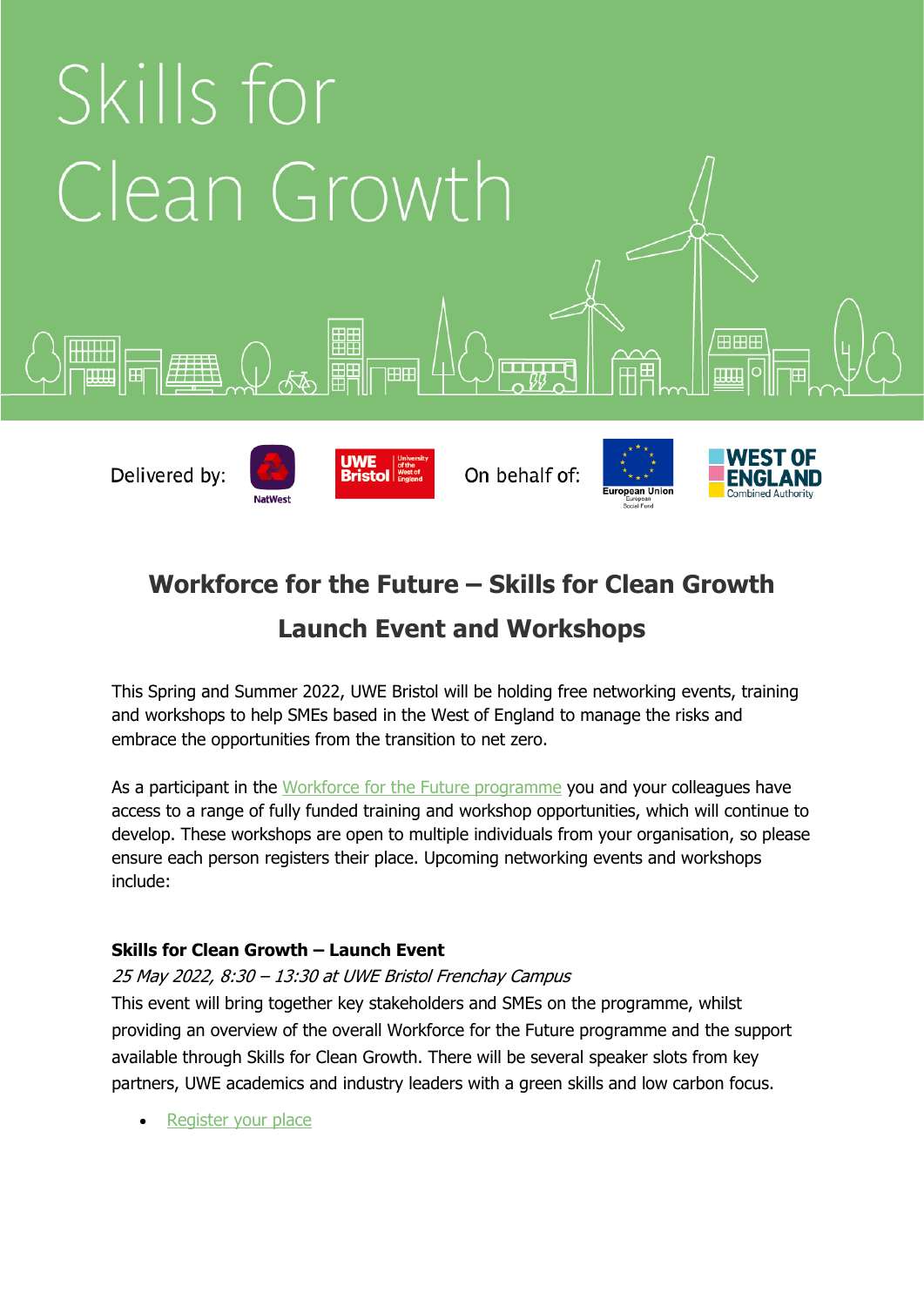# Skills for Clean Growth

Delivered by: NatWest, UWE Bristol University of the West of England On behalf of: European Union European Social Fund, West of England Combined Authority

## Workforce for the Future – Skills for Clean Growth

## Launch Event and Workshops

This Spring and Summer 2022, UWE Bristol will be holding free networking events, training and workshops to help SMEs based in the West of England to manage the risks and embrace the opportunities from the transition to net zero.

As a participant in the Workforce for the Future programme you and your colleagues have access to a range of fully funded training and workshop opportunities, which will continue to develop. These workshops are open to multiple individuals from your organisation, so please ensure each person registers their place. Upcoming networking events and workshops include:

**Skills for Clean Growth – Launch Event**

*25 May 2022, 8:30 – 13:30 at UWE Bristol Frenchay Campus*

This event will bring together key stakeholders and SMEs on the programme, whilst providing an overview of the overall Workforce for the Future programme and the support available through Skills for Clean Growth. There will be several speaker slots from key partners, UWE academics and industry leaders with a green skills and low carbon focus.

- Register your place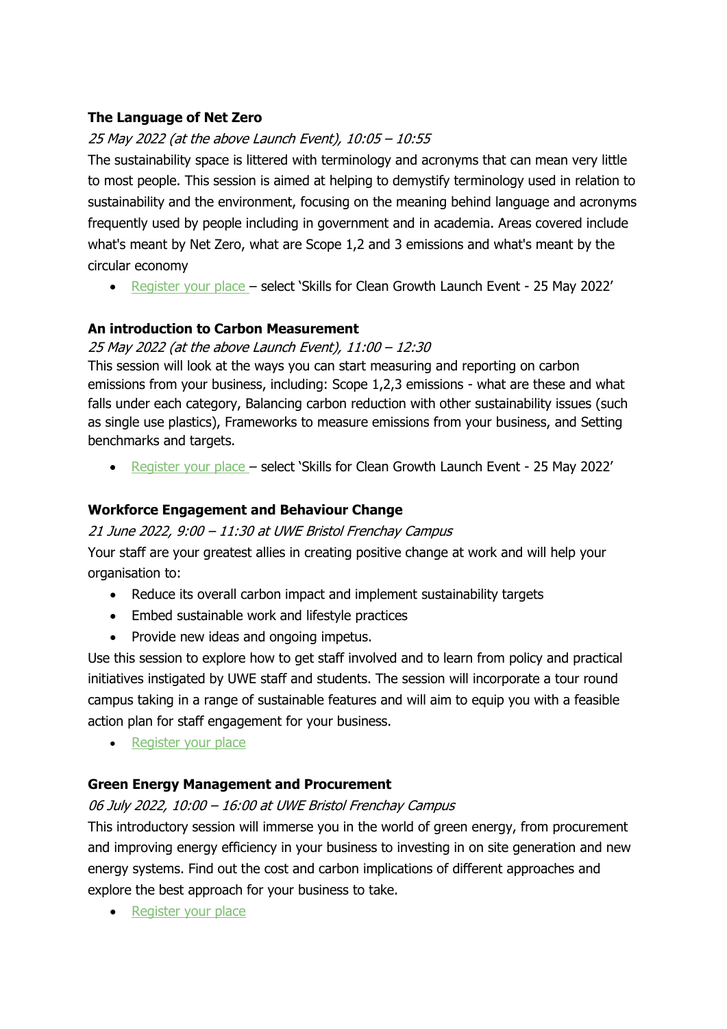**The Language of Net Zero**

*25 May 2022 (at the above Launch Event), 10:05 – 10:55*

The sustainability space is littered with terminology and acronyms that can mean very little to most people. This session is aimed at helping to demystify terminology used in relation to sustainability and the environment, focusing on the meaning behind language and acronyms frequently used by people including in government and in academia. Areas covered include what's meant by Net Zero, what are Scope 1,2 and 3 emissions and what's meant by the circular economy

- Register your place – select 'Skills for Clean Growth Launch Event - 25 May 2022'

**An introduction to Carbon Measurement**

*25 May 2022 (at the above Launch Event), 11:00 – 12:30*

This session will look at the ways you can start measuring and reporting on carbon emissions from your business, including: Scope 1,2,3 emissions - what are these and what falls under each category, Balancing carbon reduction with other sustainability issues (such as single use plastics), Frameworks to measure emissions from your business, and Setting benchmarks and targets.

- Register your place – select 'Skills for Clean Growth Launch Event - 25 May 2022'

**Workforce Engagement and Behaviour Change**

*21 June 2022, 9:00 – 11:30 at UWE Bristol Frenchay Campus*

Your staff are your greatest allies in creating positive change at work and will help your organisation to:

- Reduce its overall carbon impact and implement sustainability targets
- Embed sustainable work and lifestyle practices
- Provide new ideas and ongoing impetus.

Use this session to explore how to get staff involved and to learn from policy and practical initiatives instigated by UWE staff and students. The session will incorporate a tour round campus taking in a range of sustainable features and will aim to equip you with a feasible action plan for staff engagement for your business.

- Register your place

**Green Energy Management and Procurement**

*06 July 2022, 10:00 – 16:00 at UWE Bristol Frenchay Campus*

This introductory session will immerse you in the world of green energy, from procurement and improving energy efficiency in your business to investing in on site generation and new energy systems. Find out the cost and carbon implications of different approaches and explore the best approach for your business to take.

- Register your place